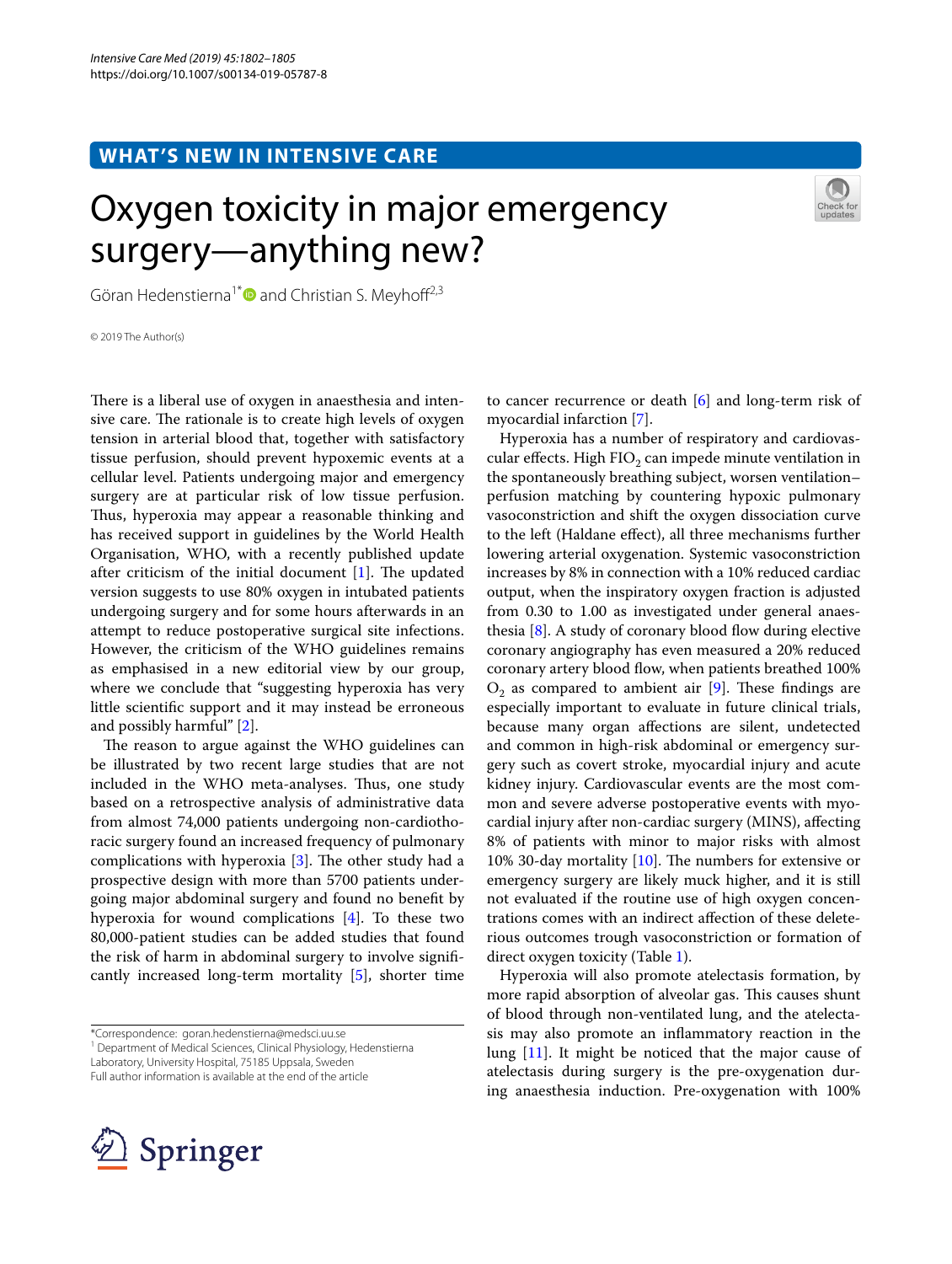WHAT'S NEW IN INTENSIVE CARE

# Oxygen toxicity in major emergency surgery—anything new?

Göran Hedenstierna[1*] and Christian S. Meyhoff[2,3]

© 2019 The Author(s)

There is a liberal use of oxygen in anaesthesia and intensive care. The rationale is to create high levels of oxygen tension in arterial blood that, together with satisfactory tissue perfusion, should prevent hypoxemic events at a cellular level. Patients undergoing major and emergency surgery are at particular risk of low tissue perfusion. Thus, hyperoxia may appear a reasonable thinking and has received support in guidelines by the World Health Organisation, WHO, with a recently published update after criticism of the initial document [1]. The updated version suggests to use 80% oxygen in intubated patients undergoing surgery and for some hours afterwards in an attempt to reduce postoperative surgical site infections. However, the criticism of the WHO guidelines remains as emphasised in a new editorial view by our group, where we conclude that "suggesting hyperoxia has very little scientific support and it may instead be erroneous and possibly harmful" [2].

The reason to argue against the WHO guidelines can be illustrated by two recent large studies that are not included in the WHO meta-analyses. Thus, one study based on a retrospective analysis of administrative data from almost 74,000 patients undergoing non-cardiothoracic surgery found an increased frequency of pulmonary complications with hyperoxia [3]. The other study had a prospective design with more than 5700 patients undergoing major abdominal surgery and found no benefit by hyperoxia for wound complications [4]. To these two 80,000-patient studies can be added studies that found the risk of harm in abdominal surgery to involve significantly increased long-term mortality [5], shorter time to cancer recurrence or death [6] and long-term risk of myocardial infarction [7].

Hyperoxia has a number of respiratory and cardiovascular effects. High $FIO_2$ can impede minute ventilation in the spontaneously breathing subject, worsen ventilation–perfusion matching by countering hypoxic pulmonary vasoconstriction and shift the oxygen dissociation curve to the left (Haldane effect), all three mechanisms further lowering arterial oxygenation. Systemic vasoconstriction increases by 8% in connection with a 10% reduced cardiac output, when the inspiratory oxygen fraction is adjusted from 0.30 to 1.00 as investigated under general anaesthesia [8]. A study of coronary blood flow during elective coronary angiography has even measured a 20% reduced coronary artery blood flow, when patients breathed 100% $O_2$ as compared to ambient air [9]. These findings are especially important to evaluate in future clinical trials, because many organ affections are silent, undetected and common in high-risk abdominal or emergency surgery such as covert stroke, myocardial injury and acute kidney injury. Cardiovascular events are the most common and severe adverse postoperative events with myocardial injury after non-cardiac surgery (MINS), affecting 8% of patients with minor to major risks with almost 10% 30-day mortality [10]. The numbers for extensive or emergency surgery are likely muck higher, and it is still not evaluated if the routine use of high oxygen concentrations comes with an indirect affection of these deleterious outcomes trough vasoconstriction or formation of direct oxygen toxicity (Table 1).

Hyperoxia will also promote atelectasis formation, by more rapid absorption of alveolar gas. This causes shunt of blood through non-ventilated lung, and the atelectasis may also promote an inflammatory reaction in the lung [11]. It might be noticed that the major cause of atelectasis during surgery is the pre-oxygenation during anaesthesia induction. Pre-oxygenation with 100%

*Correspondence: goran.hedenstierna@medsci.uu.se
[1] Department of Medical Sciences, Clinical Physiology, Hedenstierna Laboratory, University Hospital, 75185 Uppsala, Sweden
Full author information is available at the end of the article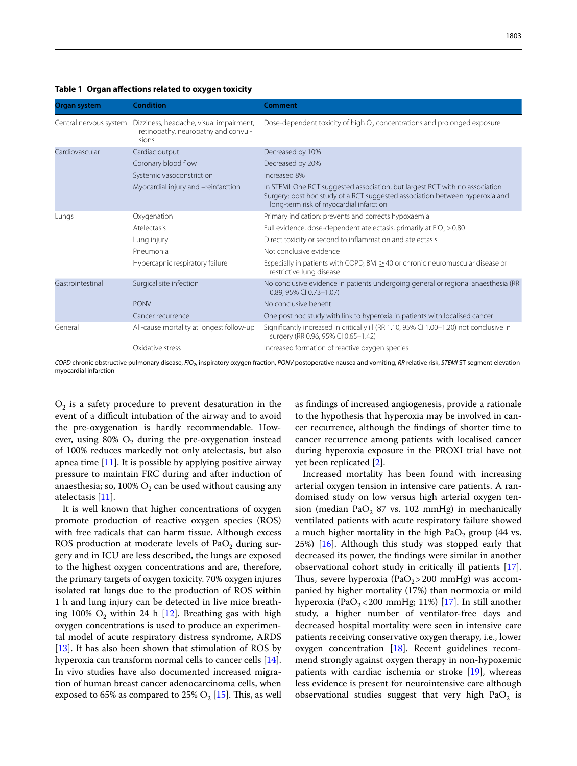**Table 1 Organ affections related to oxygen toxicity**

| Organ system | Condition | Comment |
|---|---|---|
| Central nervous system | Dizziness, headache, visual impairment, retinopathy, neuropathy and convulsions | Dose-dependent toxicity of high $O_2$ concentrations and prolonged exposure |
| Cardiovascular | Cardiac output | Decreased by 10% |
| | Coronary blood flow | Decreased by 20% |
| | Systemic vasoconstriction | Increased 8% |
| | Myocardial injury and –reinfarction | In STEMI: One RCT suggested association, but largest RCT with no association Surgery: post hoc study of a RCT suggested association between hyperoxia and long-term risk of myocardial infarction |
| Lungs | Oxygenation | Primary indication: prevents and corrects hypoxaemia |
| | Atelectasis | Full evidence, dose-dependent atelectasis, primarily at $FiO_2 > 0.80$ |
| | Lung injury | Direct toxicity or second to inflammation and atelectasis |
| | Pneumonia | Not conclusive evidence |
| | Hypercapnic respiratory failure | Especially in patients with COPD, BMI ≥ 40 or chronic neuromuscular disease or restrictive lung disease |
| Gastrointestinal | Surgical site infection | No conclusive evidence in patients undergoing general or regional anaesthesia (RR 0.89, 95% CI 0.73–1.07) |
| | PONV | No conclusive benefit |
| | Cancer recurrence | One post hoc study with link to hyperoxia in patients with localised cancer |
| General | All-cause mortality at longest follow-up | Significantly increased in critically ill (RR 1.10, 95% CI 1.00–1.20) not conclusive in surgery (RR 0.96, 95% CI 0.65–1.42) |
| | Oxidative stress | Increased formation of reactive oxygen species |

*COPD* chronic obstructive pulmonary disease, *$FiO_2$* inspiratory oxygen fraction, *PONV* postoperative nausea and vomiting, *RR* relative risk, *STEMI* ST-segment elevation myocardial infarction

$O_2$ is a safety procedure to prevent desaturation in the event of a difficult intubation of the airway and to avoid the pre-oxygenation is hardly recommendable. However, using 80% $O_2$ during the pre-oxygenation instead of 100% reduces markedly not only atelectasis, but also apnea time [11]. It is possible by applying positive airway pressure to maintain FRC during and after induction of anaesthesia; so, 100% $O_2$ can be used without causing any atelectasis [11].

It is well known that higher concentrations of oxygen promote production of reactive oxygen species (ROS) with free radicals that can harm tissue. Although excess ROS production at moderate levels of $PaO_2$ during surgery and in ICU are less described, the lungs are exposed to the highest oxygen concentrations and are, therefore, the primary targets of oxygen toxicity. 70% oxygen injures isolated rat lungs due to the production of ROS within 1 h and lung injury can be detected in live mice breathing 100% $O_2$ within 24 h [12]. Breathing gas with high oxygen concentrations is used to produce an experimental model of acute respiratory distress syndrome, ARDS [13]. It has also been shown that stimulation of ROS by hyperoxia can transform normal cells to cancer cells [14]. In vivo studies have also documented increased migration of human breast cancer adenocarcinoma cells, when exposed to 65% as compared to 25% $O_2$ [15]. This, as well as findings of increased angiogenesis, provide a rationale to the hypothesis that hyperoxia may be involved in cancer recurrence, although the findings of shorter time to cancer recurrence among patients with localised cancer during hyperoxia exposure in the PROXI trial have not yet been replicated [2].

Increased mortality has been found with increasing arterial oxygen tension in intensive care patients. A randomised study on low versus high arterial oxygen tension (median $PaO_2$ 87 vs. 102 mmHg) in mechanically ventilated patients with acute respiratory failure showed a much higher mortality in the high $PaO_2$ group (44 vs. 25%) [16]. Although this study was stopped early that decreased its power, the findings were similar in another observational cohort study in critically ill patients [17]. Thus, severe hyperoxia ($PaO_2 > 200$ mmHg) was accompanied by higher mortality (17%) than normoxia or mild hyperoxia ($PaO_2 < 200$ mmHg; 11%) [17]. In still another study, a higher number of ventilator-free days and decreased hospital mortality were seen in intensive care patients receiving conservative oxygen therapy, i.e., lower oxygen concentration [18]. Recent guidelines recommend strongly against oxygen therapy in non-hypoxemic patients with cardiac ischemia or stroke [19], whereas less evidence is present for neurointensive care although observational studies suggest that very high $PaO_2$ is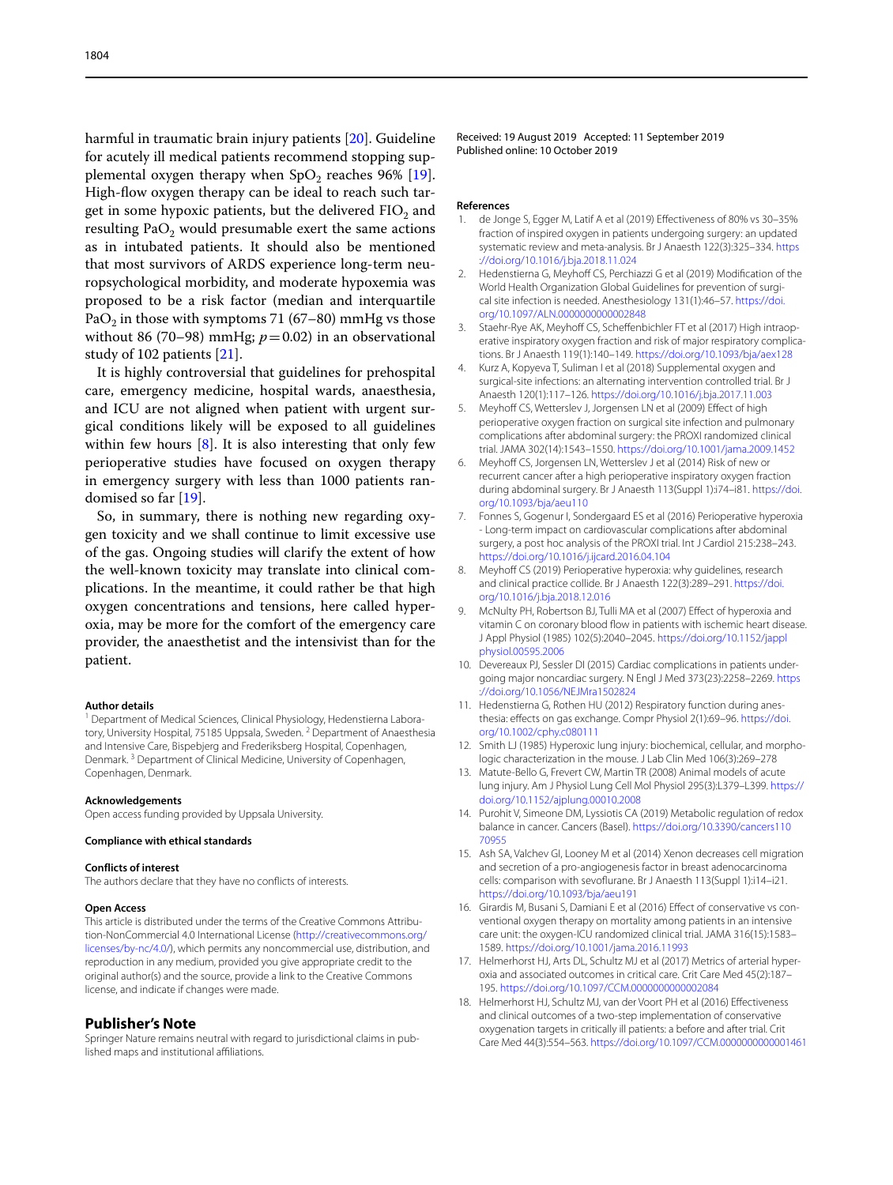harmful in traumatic brain injury patients [20]. Guideline for acutely ill medical patients recommend stopping supplemental oxygen therapy when $SpO_2$ reaches 96% [19]. High-flow oxygen therapy can be ideal to reach such target in some hypoxic patients, but the delivered $FIO_2$ and resulting $PaO_2$ would presumable exert the same actions as in intubated patients. It should also be mentioned that most survivors of ARDS experience long-term neuropsychological morbidity, and moderate hypoxemia was proposed to be a risk factor (median and interquartile $PaO_2$ in those with symptoms 71 (67–80) mmHg vs those without 86 (70–98) mmHg; $p=0.02$) in an observational study of 102 patients [21].

It is highly controversial that guidelines for prehospital care, emergency medicine, hospital wards, anaesthesia, and ICU are not aligned when patient with urgent surgical conditions likely will be exposed to all guidelines within few hours [8]. It is also interesting that only few perioperative studies have focused on oxygen therapy in emergency surgery with less than 1000 patients randomised so far [19].

So, in summary, there is nothing new regarding oxygen toxicity and we shall continue to limit excessive use of the gas. Ongoing studies will clarify the extent of how the well-known toxicity may translate into clinical complications. In the meantime, it could rather be that high oxygen concentrations and tensions, here called hyperoxia, may be more for the comfort of the emergency care provider, the anaesthetist and the intensivist than for the patient.

#### Author details

[1] Department of Medical Sciences, Clinical Physiology, Hedenstierna Laboratory, University Hospital, 75185 Uppsala, Sweden. [2] Department of Anaesthesia and Intensive Care, Bispebjerg and Frederiksberg Hospital, Copenhagen, Denmark. [3] Department of Clinical Medicine, University of Copenhagen, Copenhagen, Denmark.

#### Acknowledgements

Open access funding provided by Uppsala University.

#### Compliance with ethical standards

#### Conflicts of interest

The authors declare that they have no conflicts of interests.

#### Open Access

This article is distributed under the terms of the Creative Commons Attribution-NonCommercial 4.0 International License (http://creativecommons.org/licenses/by-nc/4.0/), which permits any noncommercial use, distribution, and reproduction in any medium, provided you give appropriate credit to the original author(s) and the source, provide a link to the Creative Commons license, and indicate if changes were made.

## Publisher's Note

Springer Nature remains neutral with regard to jurisdictional claims in published maps and institutional affiliations.

Received: 19 August 2019 Accepted: 11 September 2019
Published online: 10 October 2019

#### References

1. de Jonge S, Egger M, Latif A et al (2019) Effectiveness of 80% vs 30–35% fraction of inspired oxygen in patients undergoing surgery: an updated systematic review and meta-analysis. Br J Anaesth 122(3):325–334. https://doi.org/10.1016/j.bja.2018.11.024
2. Hedenstierna G, Meyhoff CS, Perchiazzi G et al (2019) Modification of the World Health Organization Global Guidelines for prevention of surgical site infection is needed. Anesthesiology 131(1):46–57. https://doi.org/10.1097/ALN.0000000000002848
3. Staehr-Rye AK, Meyhoff CS, Scheffenbichler FT et al (2017) High intraoperative inspiratory oxygen fraction and risk of major respiratory complications. Br J Anaesth 119(1):140–149. https://doi.org/10.1093/bja/aex128
4. Kurz A, Kopyeva T, Suliman I et al (2018) Supplemental oxygen and surgical-site infections: an alternating intervention controlled trial. Br J Anaesth 120(1):117–126. https://doi.org/10.1016/j.bja.2017.11.003
5. Meyhoff CS, Wetterslev J, Jorgensen LN et al (2009) Effect of high perioperative oxygen fraction on surgical site infection and pulmonary complications after abdominal surgery: the PROXI randomized clinical trial. JAMA 302(14):1543–1550. https://doi.org/10.1001/jama.2009.1452
6. Meyhoff CS, Jorgensen LN, Wetterslev J et al (2014) Risk of new or recurrent cancer after a high perioperative inspiratory oxygen fraction during abdominal surgery. Br J Anaesth 113(Suppl 1):i74–i81. https://doi.org/10.1093/bja/aeu110
7. Fonnes S, Gogenur I, Sondergaard ES et al (2016) Perioperative hyperoxia - Long-term impact on cardiovascular complications after abdominal surgery, a post hoc analysis of the PROXI trial. Int J Cardiol 215:238–243. https://doi.org/10.1016/j.ijcard.2016.04.104
8. Meyhoff CS (2019) Perioperative hyperoxia: why guidelines, research and clinical practice collide. Br J Anaesth 122(3):289–291. https://doi.org/10.1016/j.bja.2018.12.016
9. McNulty PH, Robertson BJ, Tulli MA et al (2007) Effect of hyperoxia and vitamin C on coronary blood flow in patients with ischemic heart disease. J Appl Physiol (1985) 102(5):2040–2045. https://doi.org/10.1152/japplphysiol.00595.2006
10. Devereaux PJ, Sessler DI (2015) Cardiac complications in patients undergoing major noncardiac surgery. N Engl J Med 373(23):2258–2269. https://doi.org/10.1056/NEJMra1502824
11. Hedenstierna G, Rothen HU (2012) Respiratory function during anesthesia: effects on gas exchange. Compr Physiol 2(1):69–96. https://doi.org/10.1002/cphy.c080111
12. Smith LJ (1985) Hyperoxic lung injury: biochemical, cellular, and morphologic characterization in the mouse. J Lab Clin Med 106(3):269–278
13. Matute-Bello G, Frevert CW, Martin TR (2008) Animal models of acute lung injury. Am J Physiol Lung Cell Mol Physiol 295(3):L379–L399. https://doi.org/10.1152/ajplung.00010.2008
14. Purohit V, Simeone DM, Lyssiotis CA (2019) Metabolic regulation of redox balance in cancer. Cancers (Basel). https://doi.org/10.3390/cancers11070955
15. Ash SA, Valchev GI, Looney M et al (2014) Xenon decreases cell migration and secretion of a pro-angiogenesis factor in breast adenocarcinoma cells: comparison with sevoflurane. Br J Anaesth 113(Suppl 1):i14–i21. https://doi.org/10.1093/bja/aeu191
16. Girardis M, Busani S, Damiani E et al (2016) Effect of conservative vs conventional oxygen therapy on mortality among patients in an intensive care unit: the oxygen-ICU randomized clinical trial. JAMA 316(15):1583–1589. https://doi.org/10.1001/jama.2016.11993
17. Helmerhorst HJ, Arts DL, Schultz MJ et al (2017) Metrics of arterial hyperoxia and associated outcomes in critical care. Crit Care Med 45(2):187–195. https://doi.org/10.1097/CCM.0000000000002084
18. Helmerhorst HJ, Schultz MJ, van der Voort PH et al (2016) Effectiveness and clinical outcomes of a two-step implementation of conservative oxygenation targets in critically ill patients: a before and after trial. Crit Care Med 44(3):554–563. https://doi.org/10.1097/CCM.0000000000001461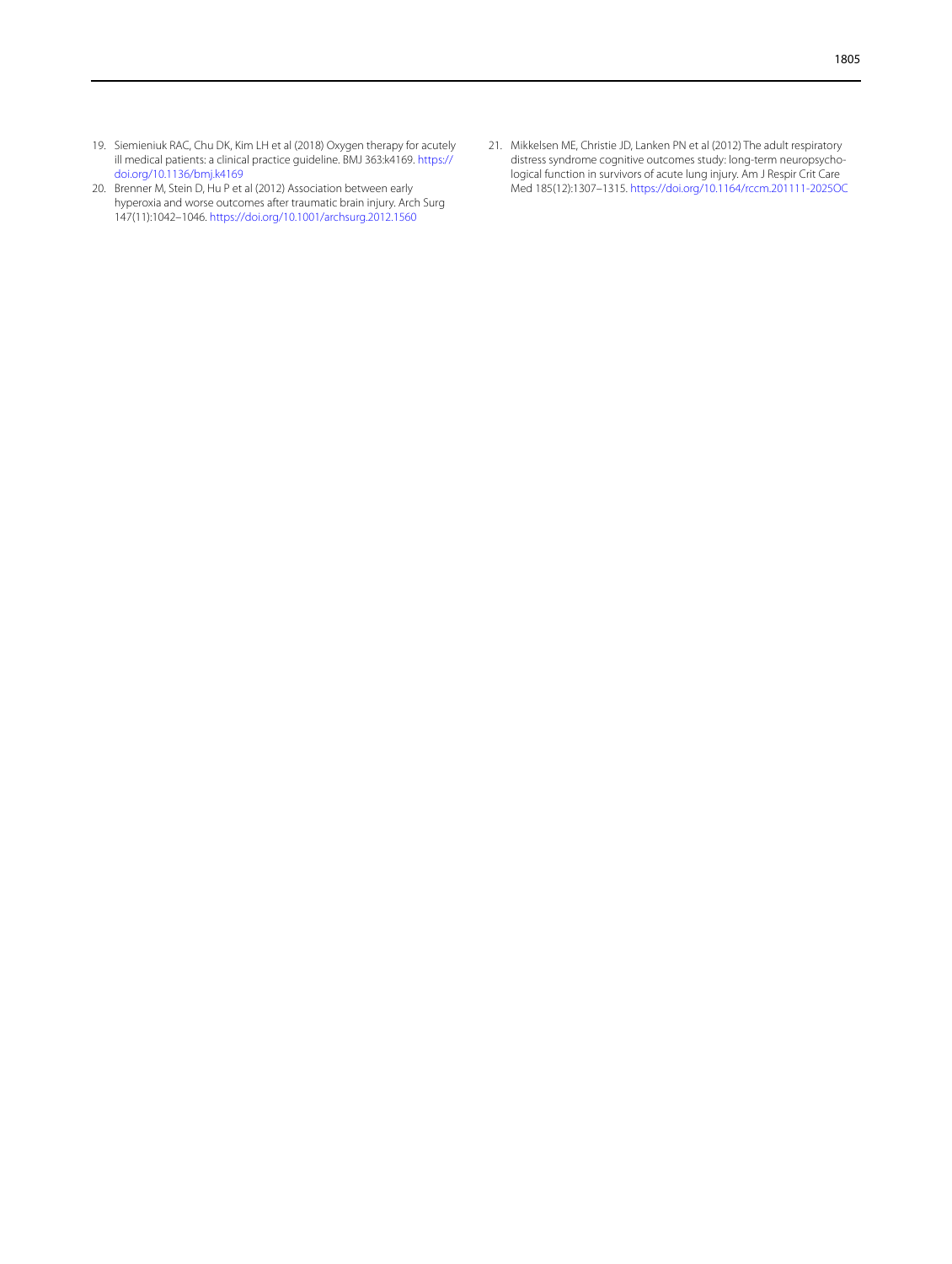19. Siemieniuk RAC, Chu DK, Kim LH et al (2018) Oxygen therapy for acutely ill medical patients: a clinical practice guideline. BMJ 363:k4169. https://doi.org/10.1136/bmj.k4169
20. Brenner M, Stein D, Hu P et al (2012) Association between early hyperoxia and worse outcomes after traumatic brain injury. Arch Surg 147(11):1042–1046. https://doi.org/10.1001/archsurg.2012.1560
21. Mikkelsen ME, Christie JD, Lanken PN et al (2012) The adult respiratory distress syndrome cognitive outcomes study: long-term neuropsychological function in survivors of acute lung injury. Am J Respir Crit Care Med 185(12):1307–1315. https://doi.org/10.1164/rccm.201111-2025OC